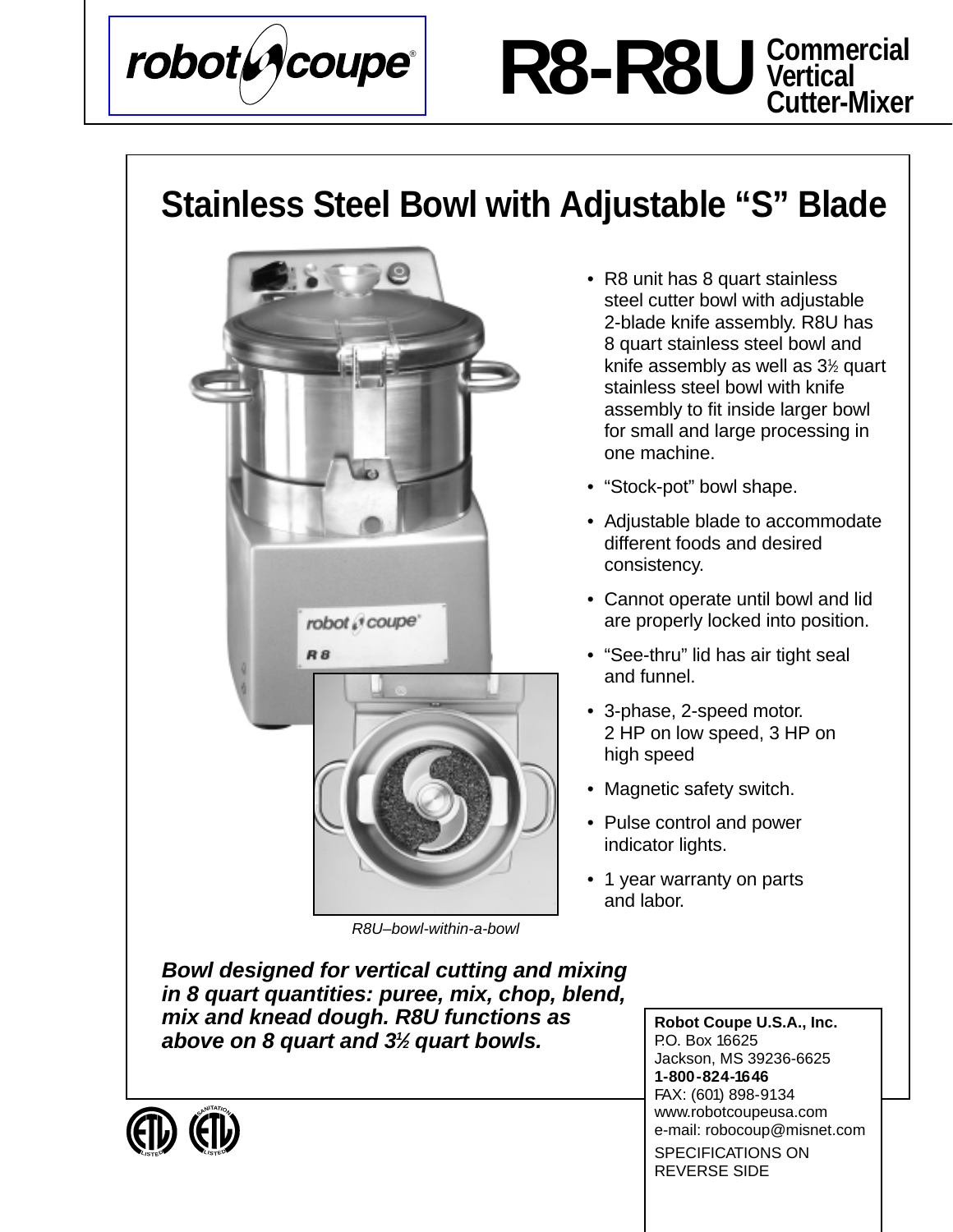robot coupe

# R8-R8U Commercial Vertical Cutter-Mixer

## Stainless Steel Bowl with Adjustable "S" Blade

- R8 unit has 8 quart stainless steel cutter bowl with adjustable 2-blade knife assembly. R8U has 8 quart stainless steel bowl and knife assembly as well as 3½ quart stainless steel bowl with knife assembly to fit inside larger bowl for small and large processing in one machine.
- "Stock-pot" bowl shape.
- Adjustable blade to accommodate different foods and desired consistency.
- Cannot operate until bowl and lid are properly locked into position.
- "See-thru" lid has air tight seal and funnel.
- 3-phase, 2-speed motor. 2 HP on low speed, 3 HP on high speed
- Magnetic safety switch.
- Pulse control and power indicator lights.
- 1 year warranty on parts and labor.

*R8U–bowl-within-a-bowl*

***Bowl designed for vertical cutting and mixing in 8 quart quantities: puree, mix, chop, blend, mix and knead dough. R8U functions as above on 8 quart and 3½ quart bowls.***

**Robot Coupe U.S.A., Inc.**
P.O. Box 16625
Jackson, MS 39236-6625
**1-800-824-1646**
FAX: (601) 898-9134
www.robotcoupeusa.com
e-mail: robocoup@misnet.com

SPECIFICATIONS ON REVERSE SIDE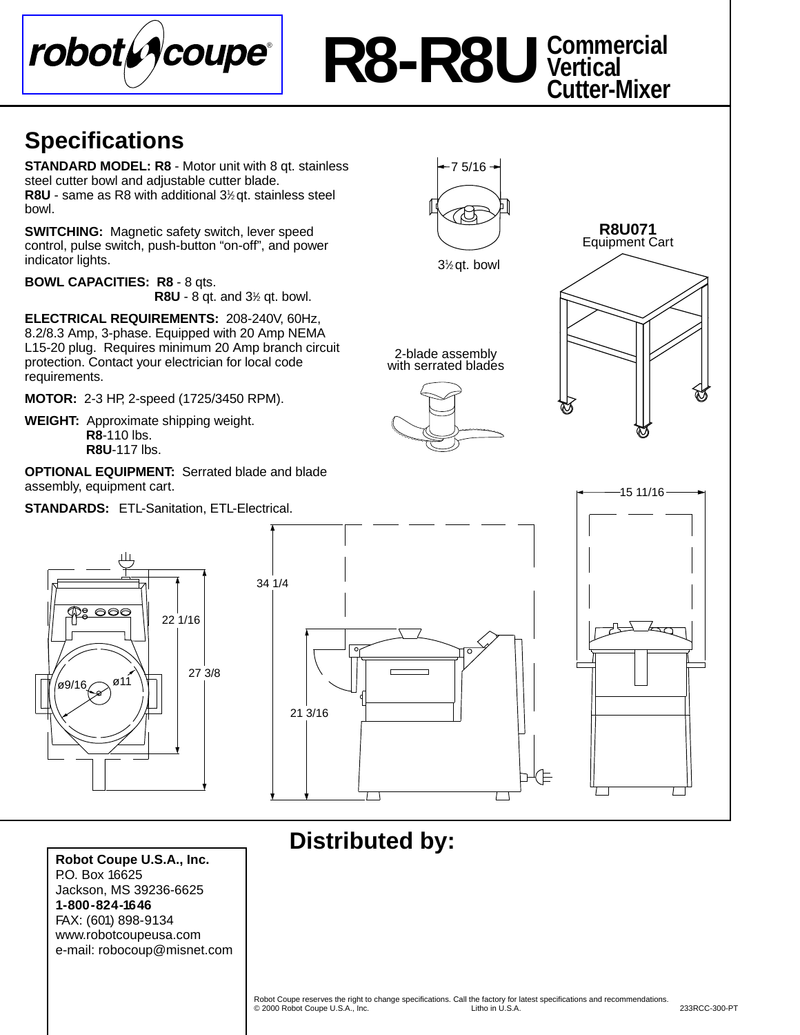**R8-R8U** Commercial Vertical Cutter-Mixer

## Specifications

**STANDARD MODEL: R8** - Motor unit with 8 qt. stainless steel cutter bowl and adjustable cutter blade.
**R8U** - same as R8 with additional 3½ qt. stainless steel bowl.

**SWITCHING:** Magnetic safety switch, lever speed control, pulse switch, push-button “on-off”, and power indicator lights.

**BOWL CAPACITIES:** **R8** - 8 qts.
**R8U** - 8 qt. and 3½ qt. bowl.

**ELECTRICAL REQUIREMENTS:** 208-240V, 60Hz, 8.2/8.3 Amp, 3-phase. Equipped with 20 Amp NEMA L15-20 plug. Requires minimum 20 Amp branch circuit protection. Contact your electrician for local code requirements.

**MOTOR:** 2-3 HP, 2-speed (1725/3450 RPM).

**WEIGHT:** Approximate shipping weight.
**R8**-110 lbs.
**R8U**-117 lbs.

**OPTIONAL EQUIPMENT:** Serrated blade and blade assembly, equipment cart.

**STANDARDS:** ETL-Sanitation, ETL-Electrical.

7 5/16

3½ qt. bowl

**R8U071**
Equipment Cart

2-blade assembly
with serrated blades

15 11/16

34 1/4

22 1/16

27 3/8

ø9/16

ø11

21 3/16

## Distributed by:

**Robot Coupe U.S.A., Inc.**
P.O. Box 16625
Jackson, MS 39236-6625
**1-800-824-1646**
FAX: (601) 898-9134
www.robotcoupeusa.com
e-mail: robocoup@misnet.com

Robot Coupe reserves the right to change specifications. Call the factory for latest specifications and recommendations.
© 2000 Robot Coupe U.S.A., Inc. Litho in U.S.A. 233RCC-300-PT